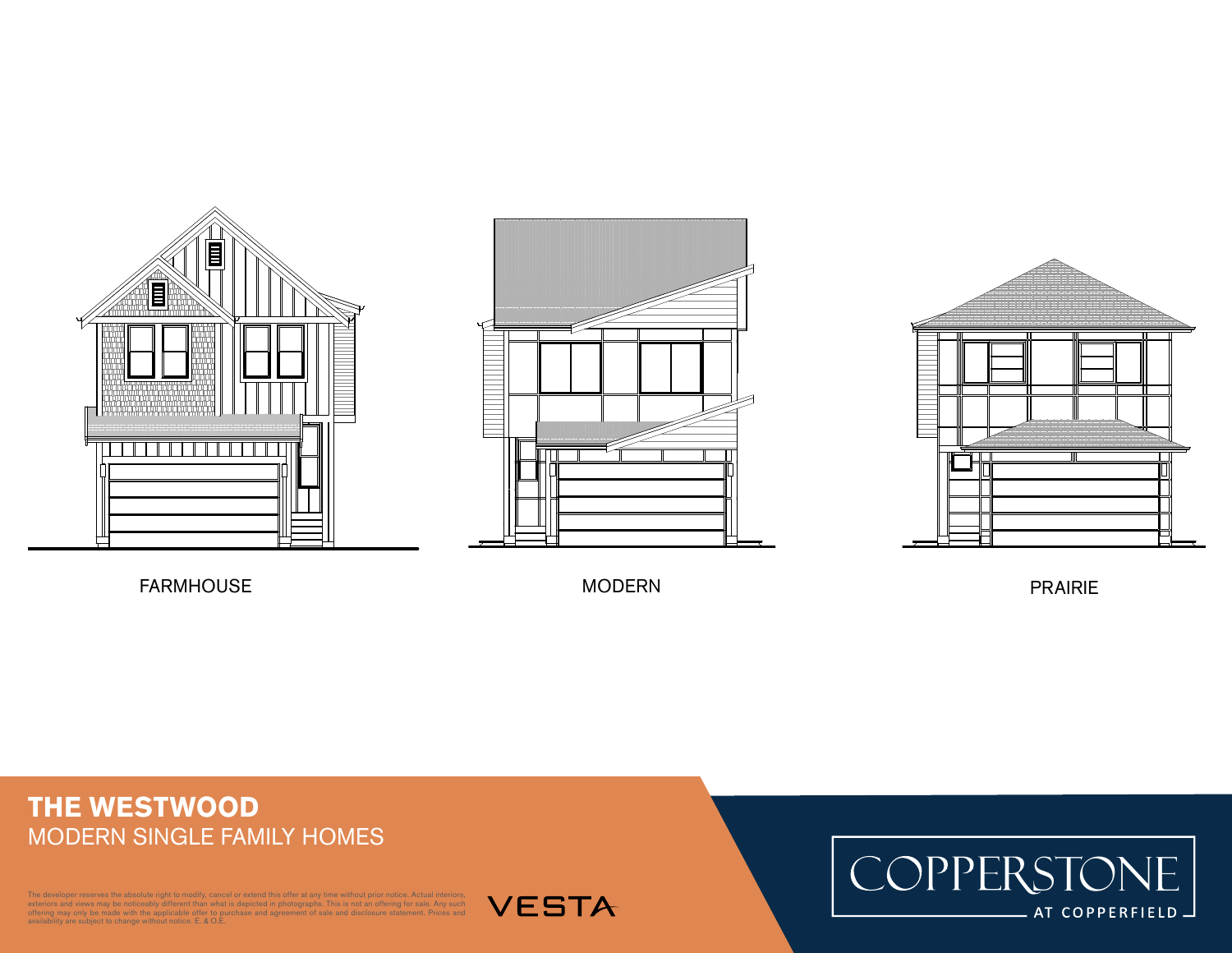FARMHOUSE

MODERN

PRAIRIE

# THE WESTWOOD

MODERN SINGLE FAMILY HOMES

The developer reserves the absolute right to modify, cancel or extend this offer at any time without prior notice. Actual interiors, exteriors and views may be noticeably different than what is depicted in photographs. This is not an offering for sale. Any such offering may only be made with the applicable offer to purchase and agreement of sale and disclosure statement. Prices and availability are subject to change without notice. E. & O.E.

VESTA

COPPERSTONE AT COPPERFIELD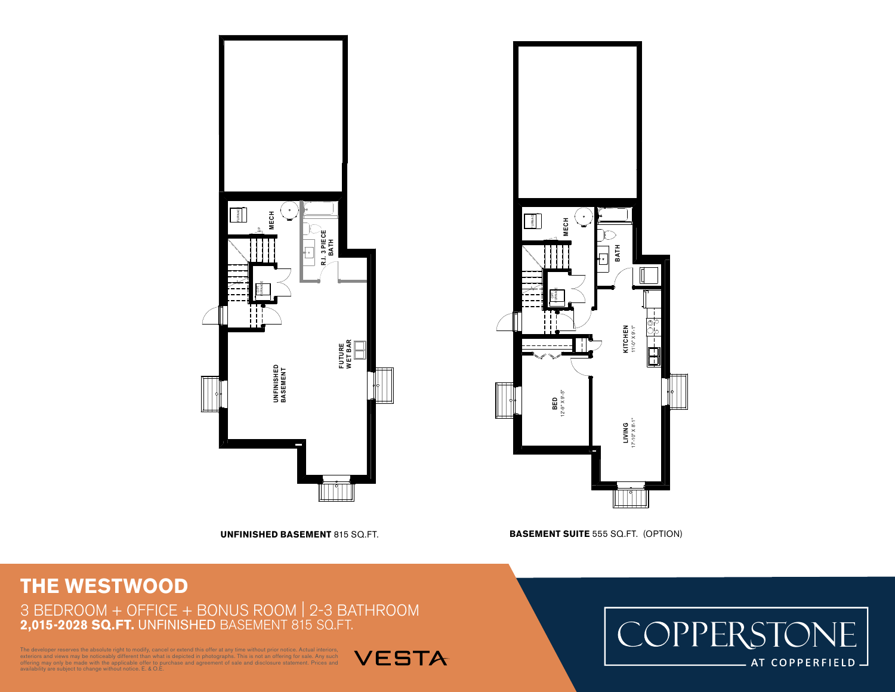MECH

R.I. 3 PIECE BATH

FURNACE

FUTURE WET BAR

UNFINISHED BASEMENT

**UNFINISHED BASEMENT** 815 SQ.FT.

MECH

BATH

FURNACE

KITCHEN
11'-0" X 9'-1"

BED
12'-9" X 9'-5"

LIVING
17'-10" X 8'-1"

**BASEMENT SUITE** 555 SQ.FT. (OPTION)

# THE WESTWOOD

3 BEDROOM + OFFICE + BONUS ROOM | 2-3 BATHROOM
**2,015-2028 SQ.FT.** UNFINISHED BASEMENT 815 SQ.FT.

The developer reserves the absolute right to modify, cancel or extend this offer at any time without prior notice. Actual interiors, exteriors and views may be noticeably different than what is depicted in photographs. This is not an offering for sale. Any such offering may only be made with the applicable offer to purchase and agreement of sale and disclosure statement. Prices and availability are subject to change without notice. E. & O.E.

VESTA

COPPERSTONE
AT COPPERFIELD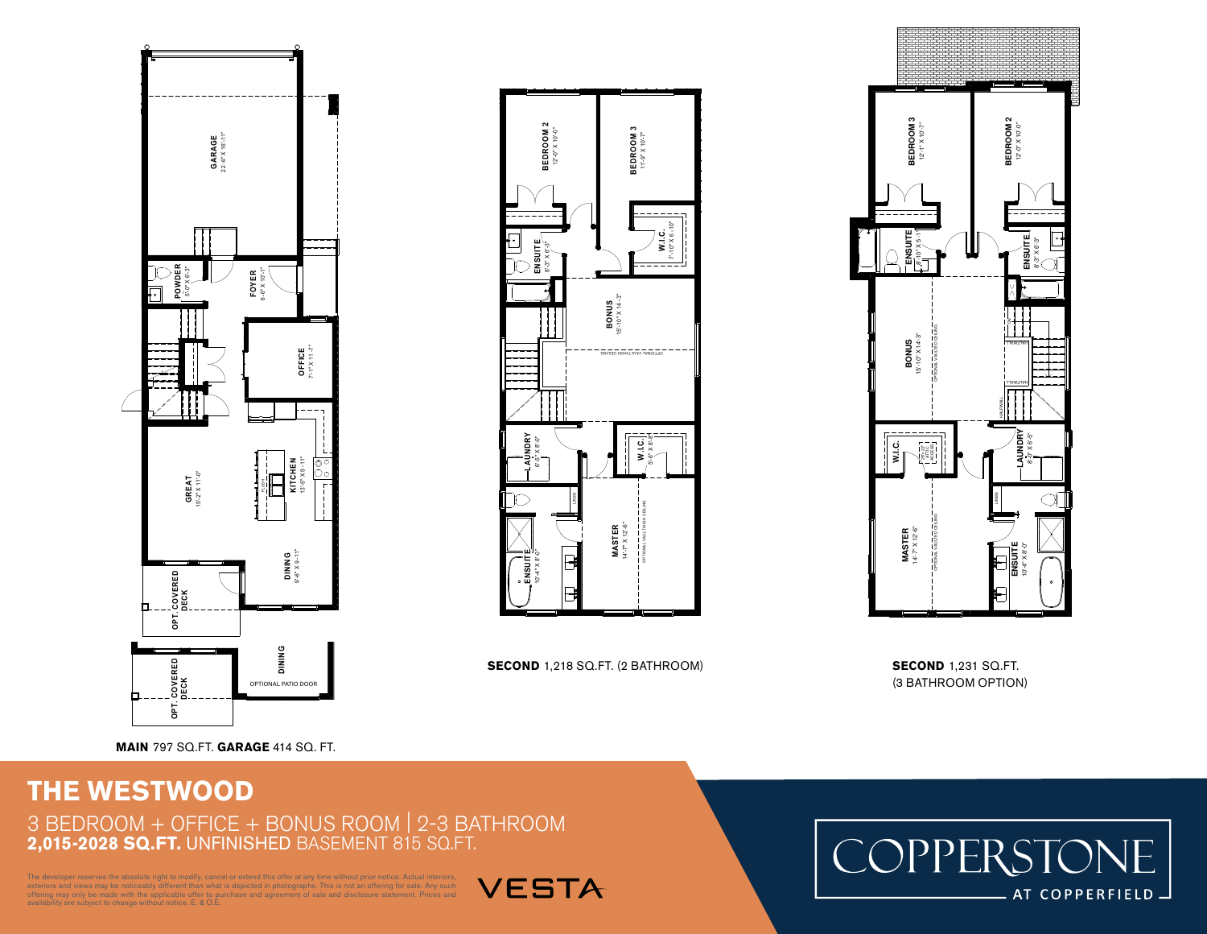GARAGE
22'-6" X 16'-11"

POWDER
5'-0" X 6'-3"

FOYER
6'-6" X 10'-1"

OFFICE
7'-1" X 11'-7"

GREAT
15'-2" X 11'-0"

KITCHEN
13'-5" X 9'-11"

DINING
9'-6" X 9'-11"

OPT. COVERED DECK

OPT. COVERED DECK

DINING

OPTIONAL PATIO DOOR

**MAIN** 797 SQ.FT. **GARAGE** 414 SQ. FT.

BEDROOM 2
12'-0" X 10'-0"

BEDROOM 3
11'-9" X 10'-7"

ENSUITE
8'-3" X 6'-3"

W.I.C.
7'-10" X 6'-10"

BONUS
15'-10" X 14'-3"

OPTIONAL VAULT/HIGH CEILING

LAUNDRY
6'-5" X 8'-0"

W.I.C.
5'-6" X 8'-8"

LINEN

ENSUITE
10'-4" X 8'-0"

MASTER
14'-7" X 12'-6"

OPTIONAL VAULT/HIGH CEILING

**SECOND** 1,218 SQ.FT. (2 BATHROOM)

BEDROOM 3
12'-1" X 10'-7"

BEDROOM 2
12'-0" X 10'-0"

ENSUITE
8'-10" X 5'-1"

ENSUITE
8'-3" X 6'-3"

BONUS
15'-10" X 14'-3"

OPTIONAL VAULTED CEILING

HALFWALL

W.I.C.

OPT. ATTIC ACCESS

LAUNDRY
8'-0" X 6'-5"

LINEN

MASTER
14'-7" X 12'-6"

OPTIONAL VAULTED CEILING

ENSUITE
10'-4" X 8'-0"

**SECOND** 1,231 SQ.FT.
(3 BATHROOM OPTION)

# THE WESTWOOD

3 BEDROOM + OFFICE + BONUS ROOM | 2-3 BATHROOM
**2,015-2028 SQ.FT.** UNFINISHED BASEMENT 815 SQ.FT.

The developer reserves the absolute right to modify, cancel or extend this offer at any time without prior notice. Actual interiors, exteriors and views may be noticeably different than what is depicted in photographs. This is not an offering for sale. Any such offering may only be made with the applicable offer to purchase and agreement of sale and disclosure statement. Prices and availability are subject to change without notice. E. & O.E.

VESTA

COPPERSTONE
AT COPPERFIELD